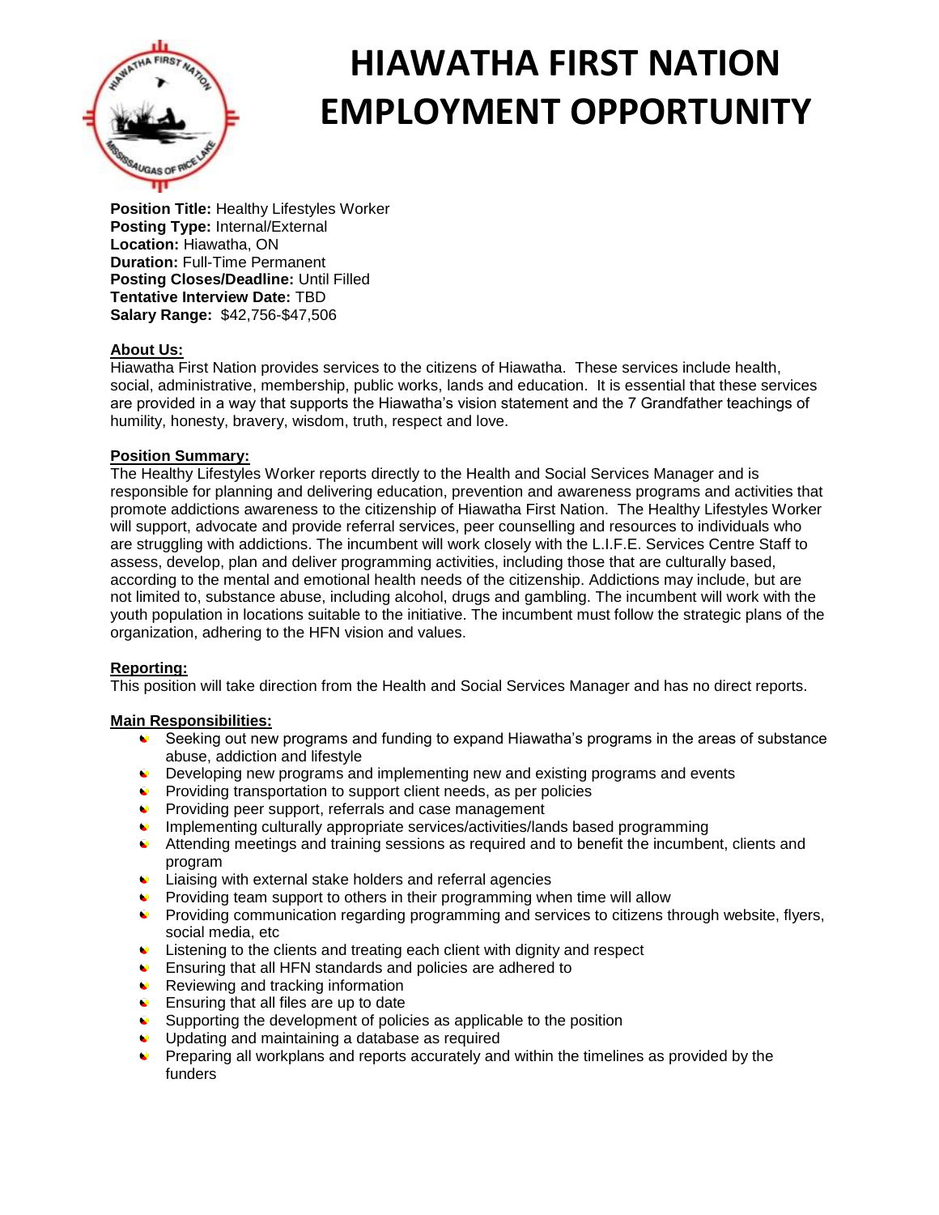# HIAWATHA FIRST NATION EMPLOYMENT OPPORTUNITY

**Position Title:** Healthy Lifestyles Worker
**Posting Type:** Internal/External
**Location:** Hiawatha, ON
**Duration:** Full-Time Permanent
**Posting Closes/Deadline:** Until Filled
**Tentative Interview Date:** TBD
**Salary Range:** $42,756-$47,506

## About Us:

Hiawatha First Nation provides services to the citizens of Hiawatha. These services include health, social, administrative, membership, public works, lands and education. It is essential that these services are provided in a way that supports the Hiawatha's vision statement and the 7 Grandfather teachings of humility, honesty, bravery, wisdom, truth, respect and love.

## Position Summary:

The Healthy Lifestyles Worker reports directly to the Health and Social Services Manager and is responsible for planning and delivering education, prevention and awareness programs and activities that promote addictions awareness to the citizenship of Hiawatha First Nation. The Healthy Lifestyles Worker will support, advocate and provide referral services, peer counselling and resources to individuals who are struggling with addictions. The incumbent will work closely with the L.I.F.E. Services Centre Staff to assess, develop, plan and deliver programming activities, including those that are culturally based, according to the mental and emotional health needs of the citizenship. Addictions may include, but are not limited to, substance abuse, including alcohol, drugs and gambling. The incumbent will work with the youth population in locations suitable to the initiative. The incumbent must follow the strategic plans of the organization, adhering to the HFN vision and values.

## Reporting:

This position will take direction from the Health and Social Services Manager and has no direct reports.

## Main Responsibilities:

- Seeking out new programs and funding to expand Hiawatha's programs in the areas of substance abuse, addiction and lifestyle
- Developing new programs and implementing new and existing programs and events
- Providing transportation to support client needs, as per policies
- Providing peer support, referrals and case management
- Implementing culturally appropriate services/activities/lands based programming
- Attending meetings and training sessions as required and to benefit the incumbent, clients and program
- Liaising with external stake holders and referral agencies
- Providing team support to others in their programming when time will allow
- Providing communication regarding programming and services to citizens through website, flyers, social media, etc
- Listening to the clients and treating each client with dignity and respect
- Ensuring that all HFN standards and policies are adhered to
- Reviewing and tracking information
- Ensuring that all files are up to date
- Supporting the development of policies as applicable to the position
- Updating and maintaining a database as required
- Preparing all workplans and reports accurately and within the timelines as provided by the funders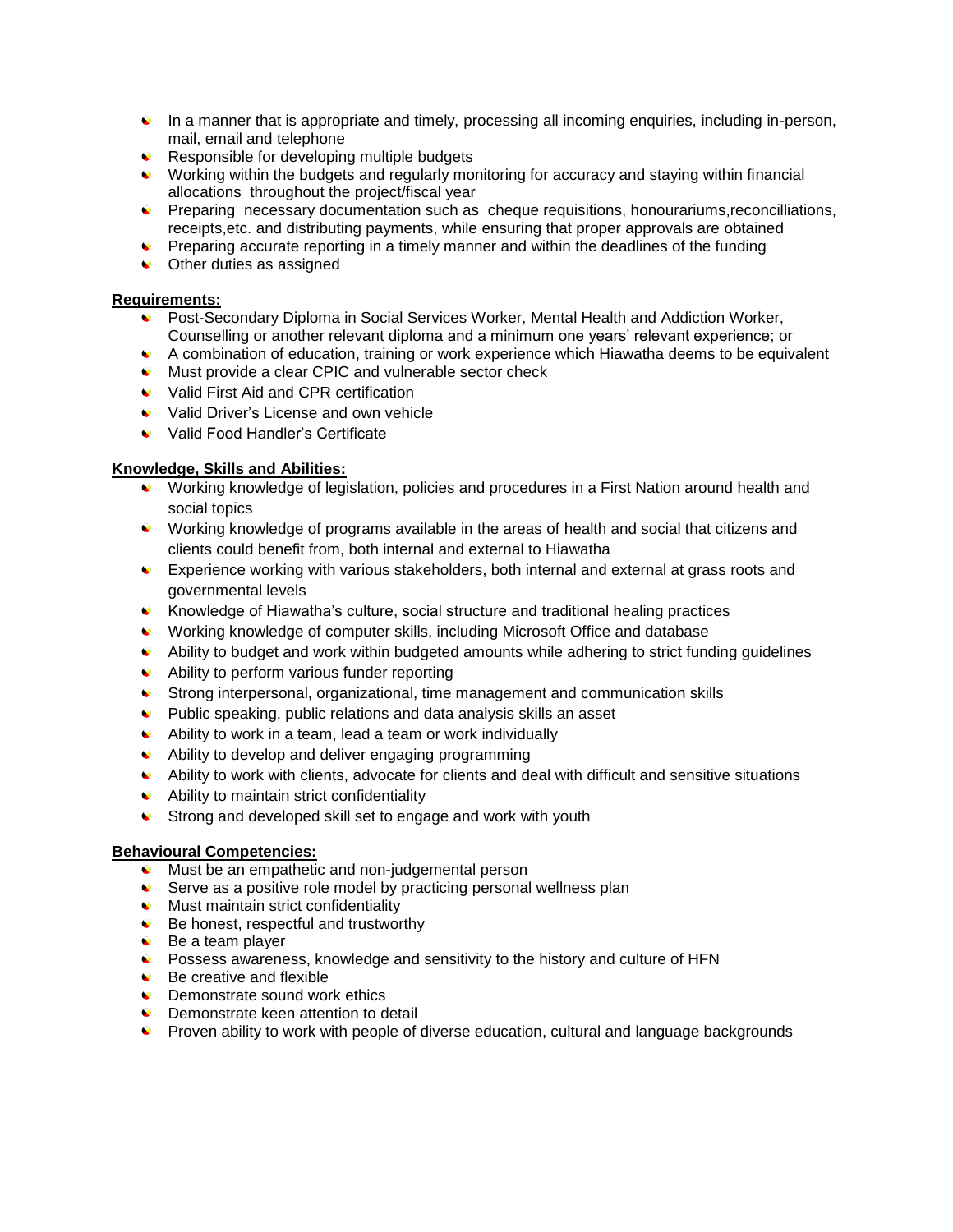- In a manner that is appropriate and timely, processing all incoming enquiries, including in-person, mail, email and telephone
- Responsible for developing multiple budgets
- Working within the budgets and regularly monitoring for accuracy and staying within financial allocations throughout the project/fiscal year
- Preparing necessary documentation such as cheque requisitions, honourariums,reconcilliations, receipts,etc. and distributing payments, while ensuring that proper approvals are obtained
- Preparing accurate reporting in a timely manner and within the deadlines of the funding
- Other duties as assigned

**Requirements:**

- Post-Secondary Diploma in Social Services Worker, Mental Health and Addiction Worker, Counselling or another relevant diploma and a minimum one years' relevant experience; or
- A combination of education, training or work experience which Hiawatha deems to be equivalent
- Must provide a clear CPIC and vulnerable sector check
- Valid First Aid and CPR certification
- Valid Driver's License and own vehicle
- Valid Food Handler's Certificate

**Knowledge, Skills and Abilities:**

- Working knowledge of legislation, policies and procedures in a First Nation around health and social topics
- Working knowledge of programs available in the areas of health and social that citizens and clients could benefit from, both internal and external to Hiawatha
- Experience working with various stakeholders, both internal and external at grass roots and governmental levels
- Knowledge of Hiawatha's culture, social structure and traditional healing practices
- Working knowledge of computer skills, including Microsoft Office and database
- Ability to budget and work within budgeted amounts while adhering to strict funding guidelines
- Ability to perform various funder reporting
- Strong interpersonal, organizational, time management and communication skills
- Public speaking, public relations and data analysis skills an asset
- Ability to work in a team, lead a team or work individually
- Ability to develop and deliver engaging programming
- Ability to work with clients, advocate for clients and deal with difficult and sensitive situations
- Ability to maintain strict confidentiality
- Strong and developed skill set to engage and work with youth

**Behavioural Competencies:**

- Must be an empathetic and non-judgemental person
- Serve as a positive role model by practicing personal wellness plan
- Must maintain strict confidentiality
- Be honest, respectful and trustworthy
- Be a team player
- Possess awareness, knowledge and sensitivity to the history and culture of HFN
- Be creative and flexible
- Demonstrate sound work ethics
- Demonstrate keen attention to detail
- Proven ability to work with people of diverse education, cultural and language backgrounds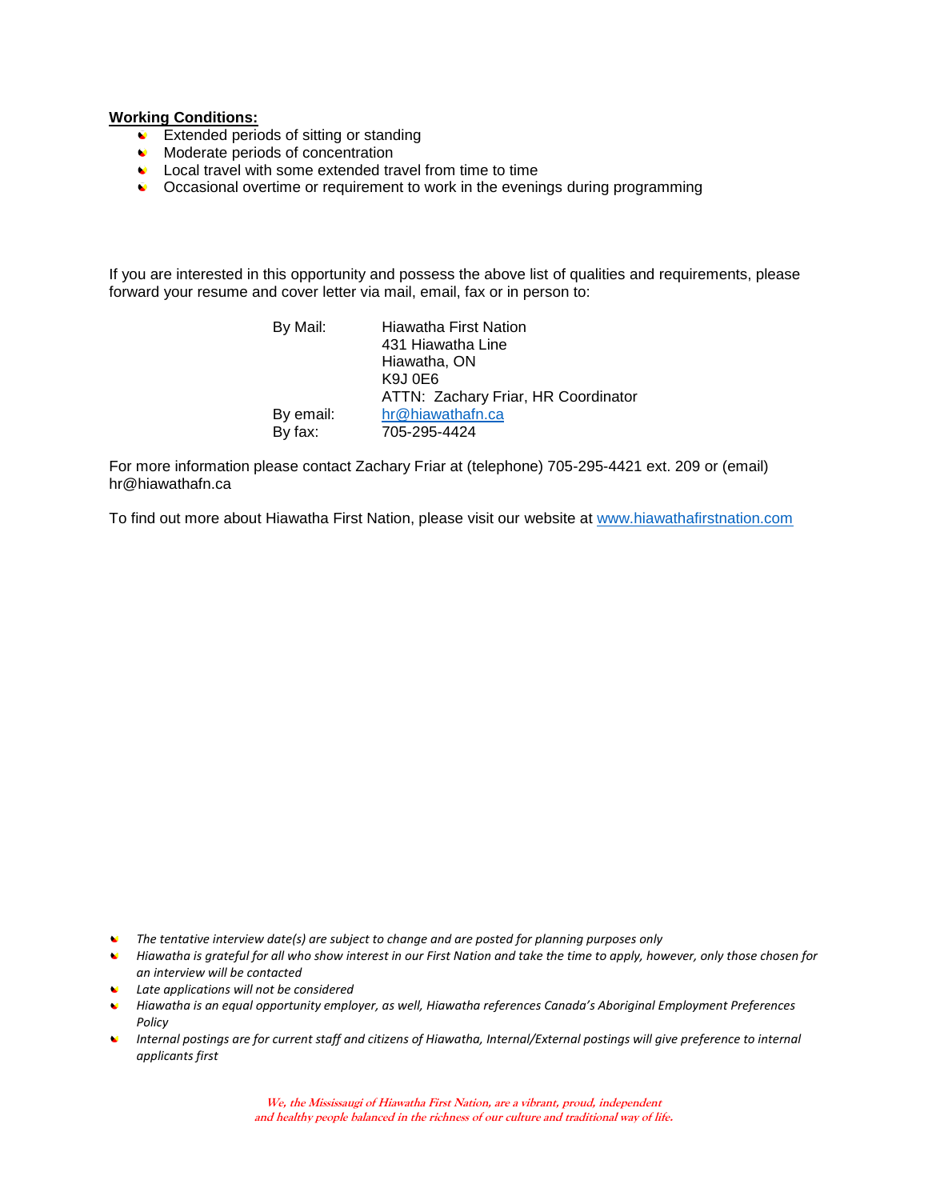**Working Conditions:**

- Extended periods of sitting or standing
- Moderate periods of concentration
- Local travel with some extended travel from time to time
- Occasional overtime or requirement to work in the evenings during programming

If you are interested in this opportunity and possess the above list of qualities and requirements, please forward your resume and cover letter via mail, email, fax or in person to:

By Mail: Hiawatha First Nation
431 Hiawatha Line
Hiawatha, ON
K9J 0E6
ATTN: Zachary Friar, HR Coordinator

By email: hr@hiawathafn.ca

By fax: 705-295-4424

For more information please contact Zachary Friar at (telephone) 705-295-4421 ext. 209 or (email) hr@hiawathafn.ca

To find out more about Hiawatha First Nation, please visit our website at www.hiawathafirstnation.com

- *The tentative interview date(s) are subject to change and are posted for planning purposes only*
- *Hiawatha is grateful for all who show interest in our First Nation and take the time to apply, however, only those chosen for an interview will be contacted*
- *Late applications will not be considered*
- *Hiawatha is an equal opportunity employer, as well, Hiawatha references Canada's Aboriginal Employment Preferences Policy*
- *Internal postings are for current staff and citizens of Hiawatha, Internal/External postings will give preference to internal applicants first*

*We, the Mississaugi of Hiawatha First Nation, are a vibrant, proud, independent and healthy people balanced in the richness of our culture and traditional way of life.*